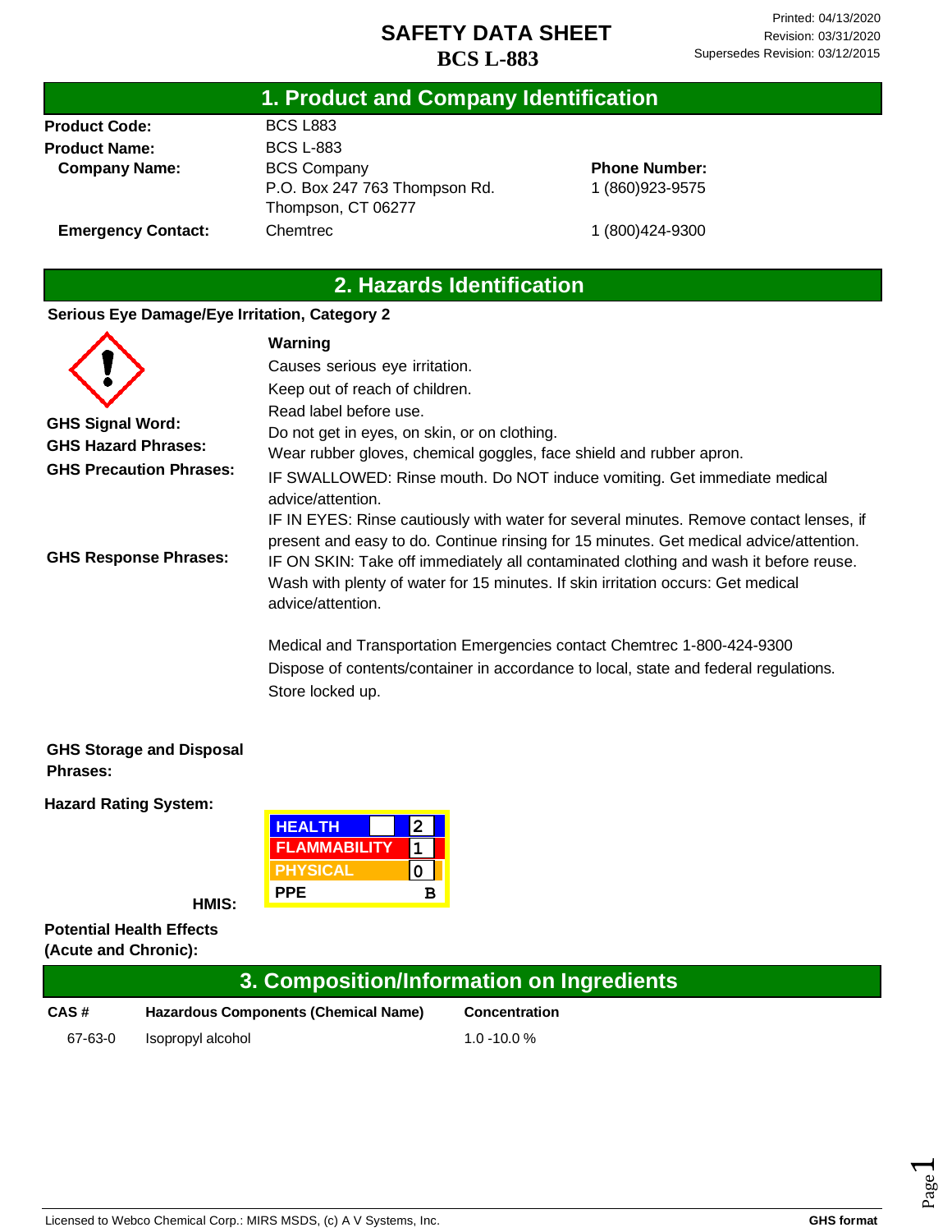# SAFETY DATA SHEET
# BCS L-883

Printed: 04/13/2020
Revision: 03/31/2020
Supersedes Revision: 03/12/2015

## 1. Product and Company Identification

| | | |
|---|---|---|
| **Product Code:** | BCS L883 | |
| **Product Name:** | BCS L-883 | |
| **Company Name:** | BCS Company<br>P.O. Box 247 763 Thompson Rd.<br>Thompson, CT 06277 | **Phone Number:**<br>1 (860)923-9575 |
| **Emergency Contact:** | Chemtrec | 1 (800)424-9300 |

## 2. Hazards Identification

**Serious Eye Damage/Eye Irritation, Category 2**

**GHS Signal Word:** Warning

**GHS Hazard Phrases:** Causes serious eye irritation.

**GHS Precaution Phrases:**
Keep out of reach of children.
Read label before use.
Do not get in eyes, on skin, or on clothing.
Wear rubber gloves, chemical goggles, face shield and rubber apron.

**GHS Response Phrases:**
IF SWALLOWED: Rinse mouth. Do NOT induce vomiting. Get immediate medical advice/attention.
IF IN EYES: Rinse cautiously with water for several minutes. Remove contact lenses, if present and easy to do. Continue rinsing for 15 minutes. Get medical advice/attention.
IF ON SKIN: Take off immediately all contaminated clothing and wash it before reuse. Wash with plenty of water for 15 minutes. If skin irritation occurs: Get medical advice/attention.

Medical and Transportation Emergencies contact Chemtrec 1-800-424-9300

**GHS Storage and Disposal Phrases:**
Dispose of contents/container in accordance to local, state and federal regulations.
Store locked up.

**Hazard Rating System:**

**HMIS:**

| | |
|---|---|
| HEALTH | 2 |
| FLAMMABILITY | 1 |
| PHYSICAL | 0 |
| PPE | B |

**Potential Health Effects (Acute and Chronic):**

## 3. Composition/Information on Ingredients

| CAS # | Hazardous Components (Chemical Name) | Concentration |
|---|---|---|
| 67-63-0 | Isopropyl alcohol | 1.0 -10.0 % |

Licensed to Webco Chemical Corp.: MIRS MSDS, (c) A V Systems, Inc. — GHS format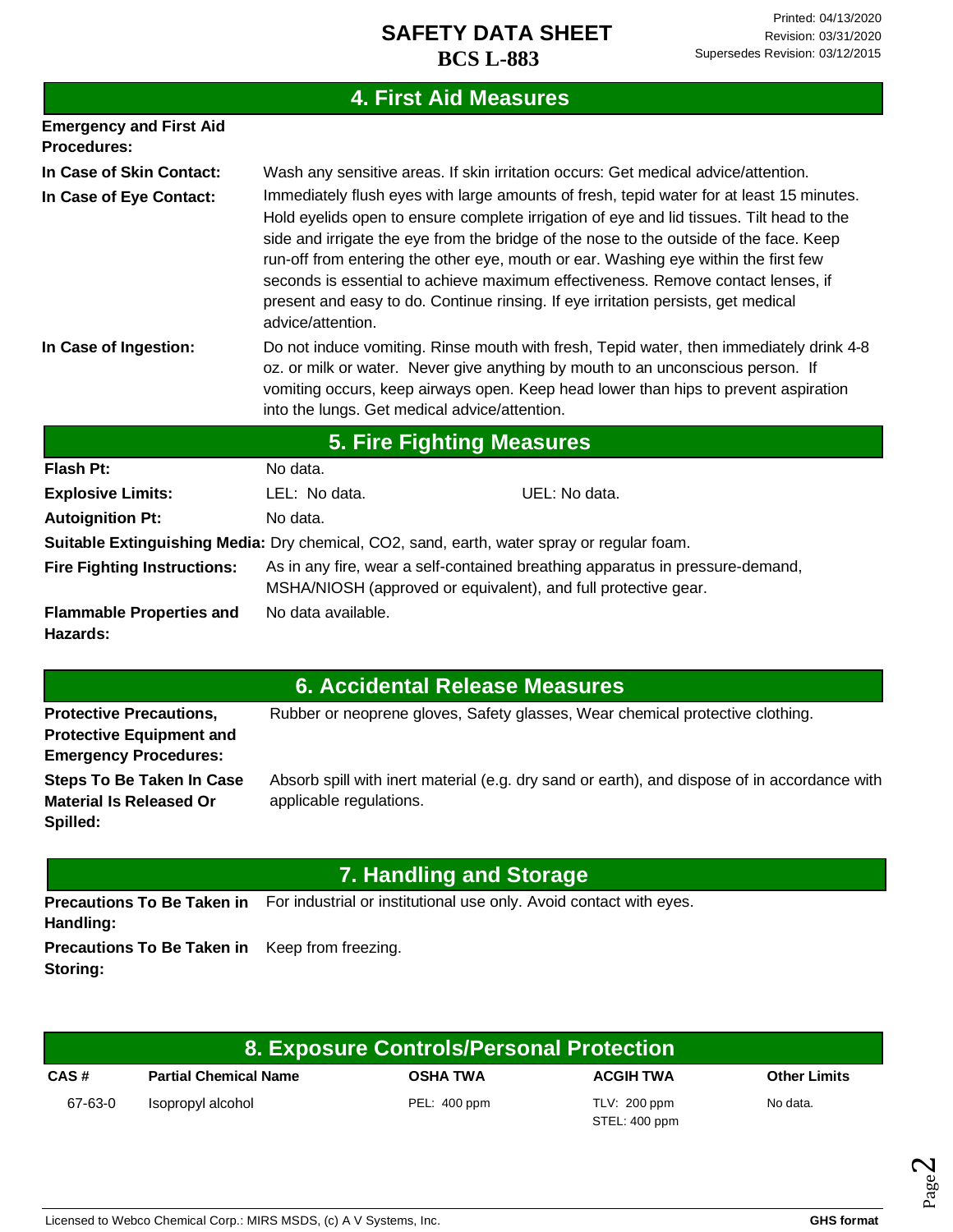## 4. First Aid Measures

**Emergency and First Aid Procedures:**

**In Case of Skin Contact:** Wash any sensitive areas. If skin irritation occurs: Get medical advice/attention.

**In Case of Eye Contact:** Immediately flush eyes with large amounts of fresh, tepid water for at least 15 minutes. Hold eyelids open to ensure complete irrigation of eye and lid tissues. Tilt head to the side and irrigate the eye from the bridge of the nose to the outside of the face. Keep run-off from entering the other eye, mouth or ear. Washing eye within the first few seconds is essential to achieve maximum effectiveness. Remove contact lenses, if present and easy to do. Continue rinsing. If eye irritation persists, get medical advice/attention.

**In Case of Ingestion:** Do not induce vomiting. Rinse mouth with fresh, Tepid water, then immediately drink 4-8 oz. or milk or water. Never give anything by mouth to an unconscious person. If vomiting occurs, keep airways open. Keep head lower than hips to prevent aspiration into the lungs. Get medical advice/attention.

## 5. Fire Fighting Measures

**Flash Pt:** No data.

**Explosive Limits:** LEL: No data. UEL: No data.

**Autoignition Pt:** No data.

**Suitable Extinguishing Media:** Dry chemical, CO2, sand, earth, water spray or regular foam.

**Fire Fighting Instructions:** As in any fire, wear a self-contained breathing apparatus in pressure-demand, MSHA/NIOSH (approved or equivalent), and full protective gear.

**Flammable Properties and Hazards:** No data available.

## 6. Accidental Release Measures

**Protective Precautions, Protective Equipment and Emergency Procedures:** Rubber or neoprene gloves, Safety glasses, Wear chemical protective clothing.

**Steps To Be Taken In Case Material Is Released Or Spilled:** Absorb spill with inert material (e.g. dry sand or earth), and dispose of in accordance with applicable regulations.

## 7. Handling and Storage

**Precautions To Be Taken in Handling:** For industrial or institutional use only. Avoid contact with eyes.

**Precautions To Be Taken in Storing:** Keep from freezing.

## 8. Exposure Controls/Personal Protection

| CAS # | Partial Chemical Name | OSHA TWA | ACGIH TWA | Other Limits |
|---|---|---|---|---|
| 67-63-0 | Isopropyl alcohol | PEL: 400 ppm | TLV: 200 ppm<br>STEL: 400 ppm | No data. |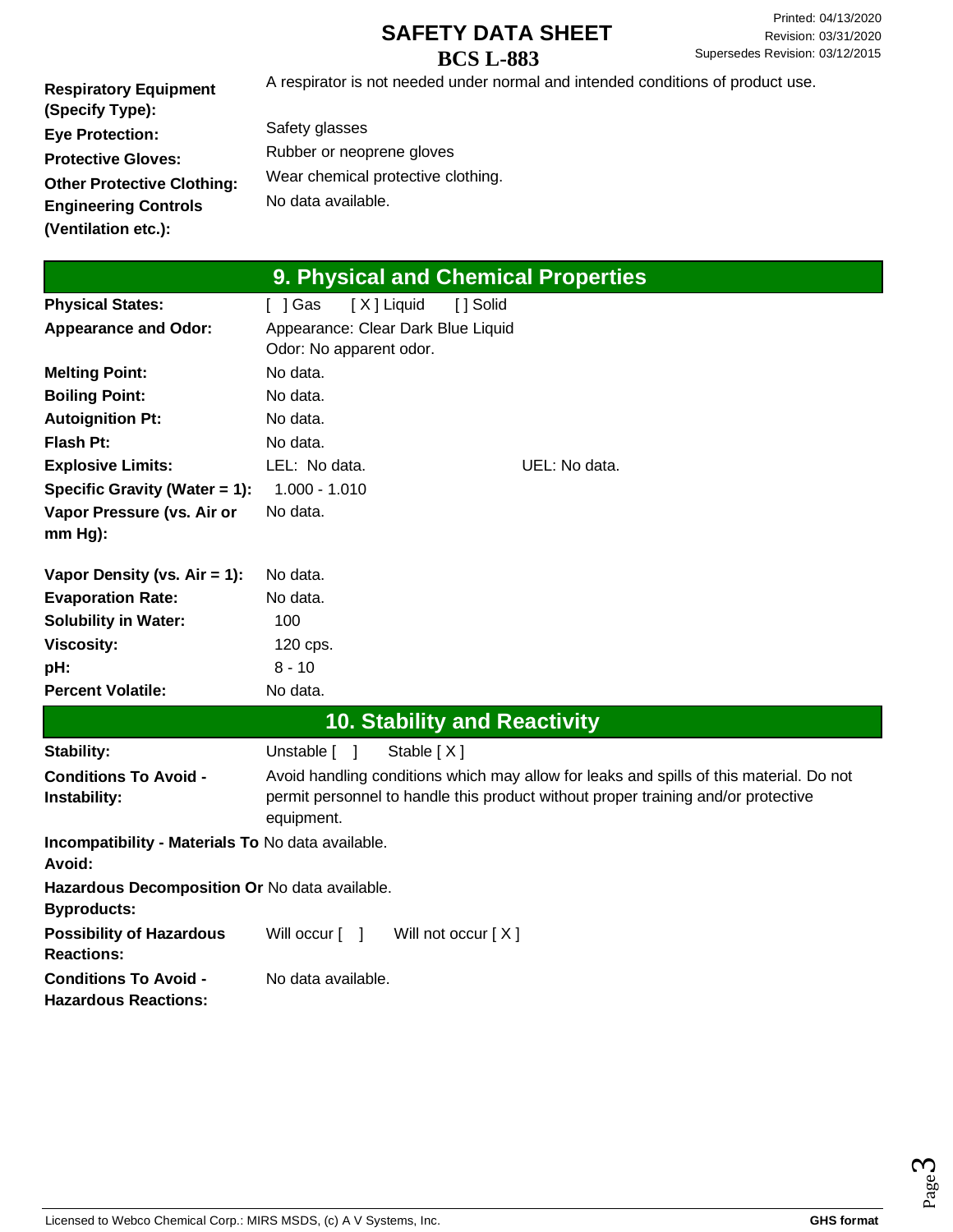| | |
|---|---|
| **Respiratory Equipment (Specify Type):** | A respirator is not needed under normal and intended conditions of product use. |
| **Eye Protection:** | Safety glasses |
| **Protective Gloves:** | Rubber or neoprene gloves |
| **Other Protective Clothing:** | Wear chemical protective clothing. |
| **Engineering Controls (Ventilation etc.):** | No data available. |

## 9. Physical and Chemical Properties

| | | |
|---|---|---|
| **Physical States:** | [ ] Gas [X] Liquid [ ] Solid | |
| **Appearance and Odor:** | Appearance: Clear Dark Blue Liquid<br>Odor: No apparent odor. | |
| **Melting Point:** | No data. | |
| **Boiling Point:** | No data. | |
| **Autoignition Pt:** | No data. | |
| **Flash Pt:** | No data. | |
| **Explosive Limits:** | LEL: No data. | UEL: No data. |
| **Specific Gravity (Water = 1):** | 1.000 - 1.010 | |
| **Vapor Pressure (vs. Air or mm Hg):** | No data. | |
| **Vapor Density (vs. Air = 1):** | No data. | |
| **Evaporation Rate:** | No data. | |
| **Solubility in Water:** | 100 | |
| **Viscosity:** | 120 cps. | |
| **pH:** | 8 - 10 | |
| **Percent Volatile:** | No data. | |

## 10. Stability and Reactivity

| | |
|---|---|
| **Stability:** | Unstable [ ] Stable [X] |
| **Conditions To Avoid - Instability:** | Avoid handling conditions which may allow for leaks and spills of this material. Do not permit personnel to handle this product without proper training and/or protective equipment. |
| **Incompatibility - Materials To Avoid:** | No data available. |
| **Hazardous Decomposition Or Byproducts:** | No data available. |
| **Possibility of Hazardous Reactions:** | Will occur [ ] Will not occur [X] |
| **Conditions To Avoid - Hazardous Reactions:** | No data available. |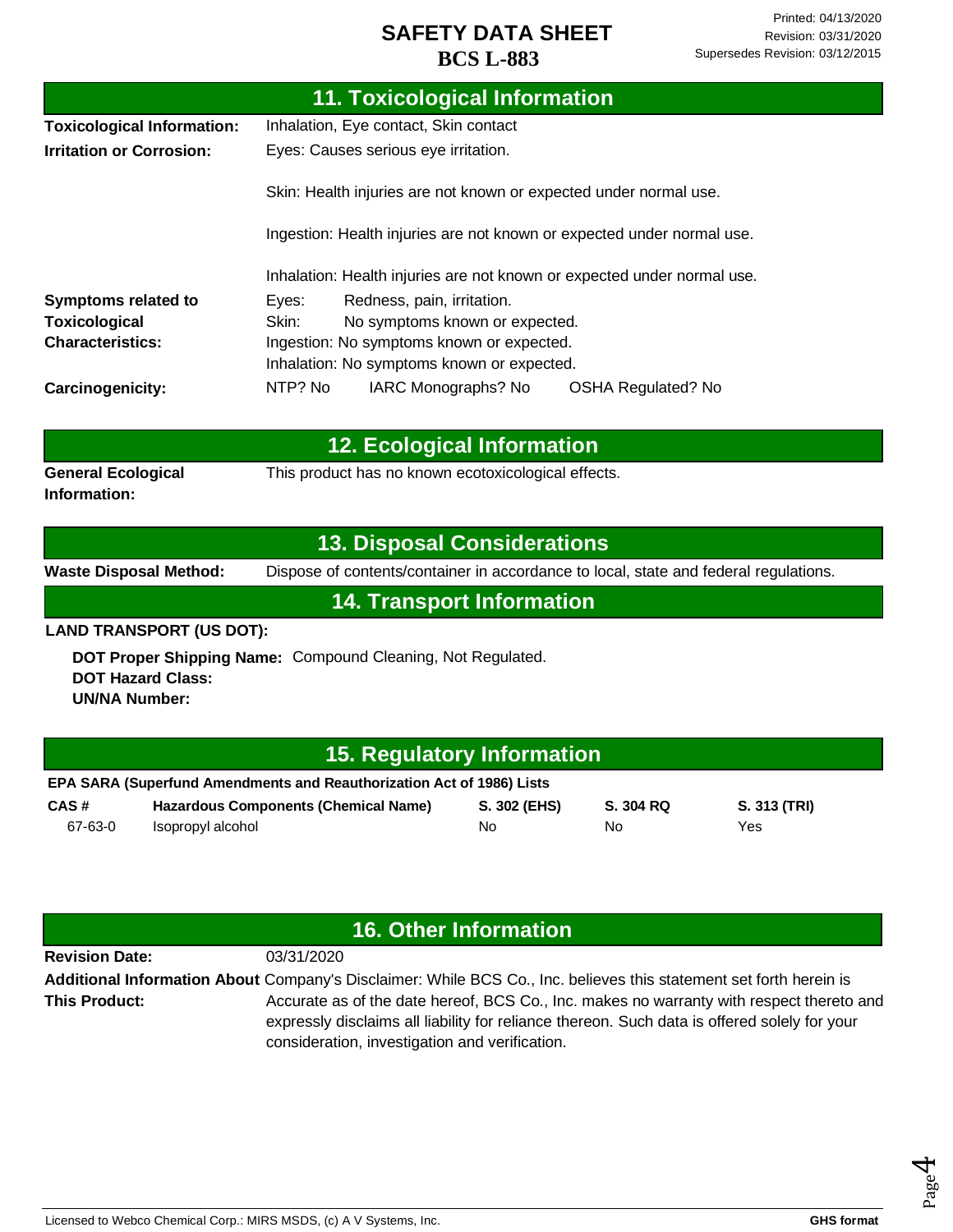# SAFETY DATA SHEET
## BCS L-883

Printed: 04/13/2020
Revision: 03/31/2020
Supersedes Revision: 03/12/2015

## 11. Toxicological Information

**Toxicological Information:** Inhalation, Eye contact, Skin contact

**Irritation or Corrosion:** Eyes: Causes serious eye irritation.

Skin: Health injuries are not known or expected under normal use.

Ingestion: Health injuries are not known or expected under normal use.

Inhalation: Health injuries are not known or expected under normal use.

**Symptoms related to Toxicological Characteristics:**
Eyes: Redness, pain, irritation.
Skin: No symptoms known or expected.
Ingestion: No symptoms known or expected.
Inhalation: No symptoms known or expected.

**Carcinogenicity:** NTP? No IARC Monographs? No OSHA Regulated? No

## 12. Ecological Information

**General Ecological Information:** This product has no known ecotoxicological effects.

## 13. Disposal Considerations

**Waste Disposal Method:** Dispose of contents/container in accordance to local, state and federal regulations.

## 14. Transport Information

**LAND TRANSPORT (US DOT):**

**DOT Proper Shipping Name:** Compound Cleaning, Not Regulated.
**DOT Hazard Class:**
**UN/NA Number:**

## 15. Regulatory Information

**EPA SARA (Superfund Amendments and Reauthorization Act of 1986) Lists**

| CAS # | Hazardous Components (Chemical Name) | S. 302 (EHS) | S. 304 RQ | S. 313 (TRI) |
|---|---|---|---|---|
| 67-63-0 | Isopropyl alcohol | No | No | Yes |

## 16. Other Information

**Revision Date:** 03/31/2020

**Additional Information About This Product:** Company's Disclaimer: While BCS Co., Inc. believes this statement set forth herein is Accurate as of the date hereof, BCS Co., Inc. makes no warranty with respect thereto and expressly disclaims all liability for reliance thereon. Such data is offered solely for your consideration, investigation and verification.

Licensed to Webco Chemical Corp.: MIRS MSDS, (c) A V Systems, Inc. GHS format